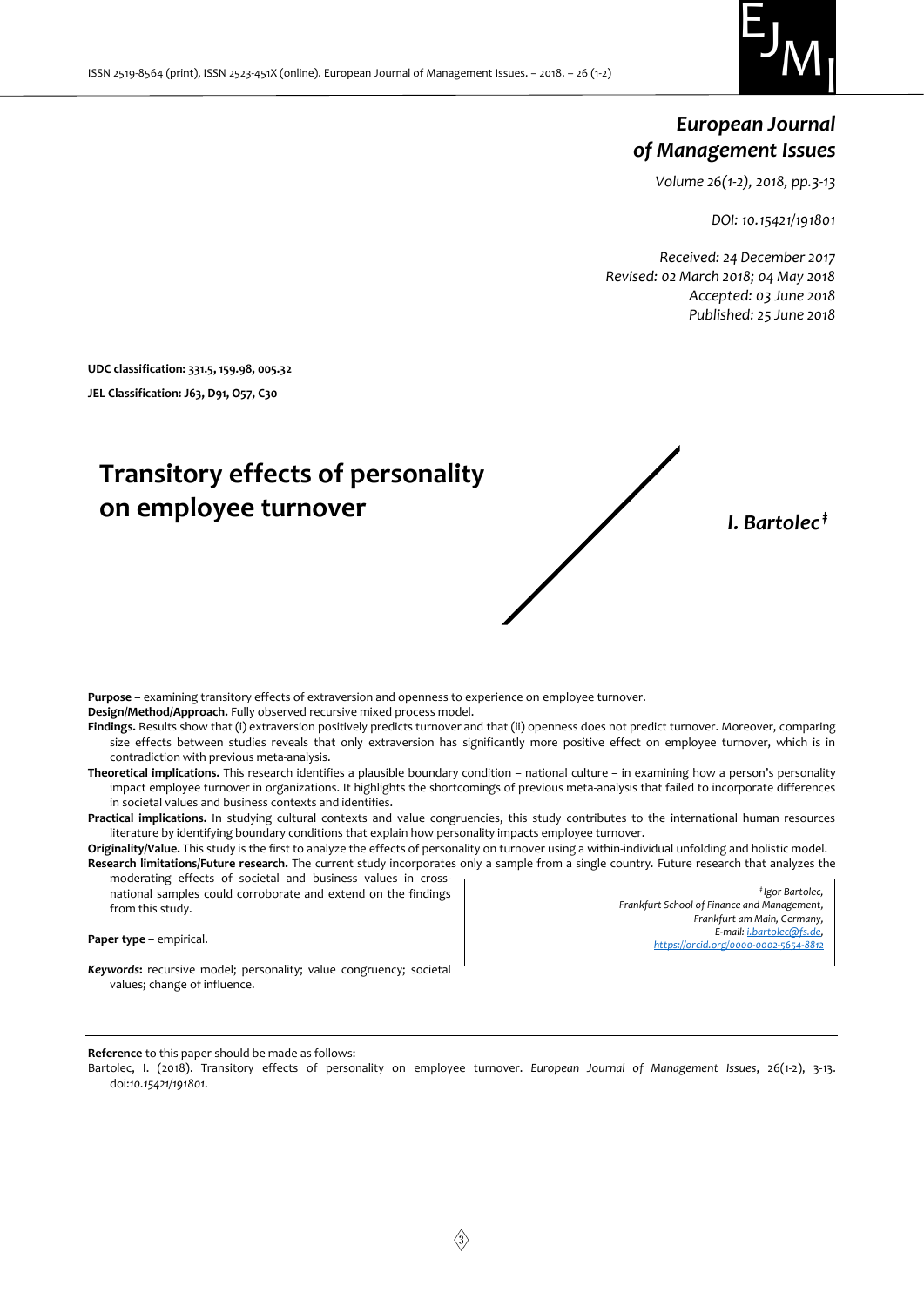# European Journal of Management Issues

*Volume 26(1-2), 2018, pp.3-13*

*DOI: 10.15421/191801*

*Received: 24 December 2017*
*Revised: 02 March 2018; 04 May 2018*
*Accepted: 03 June 2018*
*Published: 25 June 2018*

**UDC classification: 331.5, 159.98, 005.32**

**JEL Classification: J63, D91, O57, C30**

## Transitory effects of personality on employee turnover

***I. Bartolec*** [ǂ]

**Purpose** – examining transitory effects of extraversion and openness to experience on employee turnover.

**Design/Method/Approach.** Fully observed recursive mixed process model.

**Findings.** Results show that (i) extraversion positively predicts turnover and that (ii) openness does not predict turnover. Moreover, comparing size effects between studies reveals that only extraversion has significantly more positive effect on employee turnover, which is in contradiction with previous meta-analysis.

**Theoretical implications.** This research identifies a plausible boundary condition – national culture – in examining how a person's personality impact employee turnover in organizations. It highlights the shortcomings of previous meta-analysis that failed to incorporate differences in societal values and business contexts and identifies.

**Practical implications.** In studying cultural contexts and value congruencies, this study contributes to the international human resources literature by identifying boundary conditions that explain how personality impacts employee turnover.

**Originality/Value.** This study is the first to analyze the effects of personality on turnover using a within-individual unfolding and holistic model.

**Research limitations/Future research.** The current study incorporates only a sample from a single country. Future research that analyzes the moderating effects of societal and business values in cross-national samples could corroborate and extend on the findings from this study.

**Paper type** – empirical.

***Keywords:*** recursive model; personality; value congruency; societal values; change of influence.

*[ǂ] Igor Bartolec,*
*Frankfurt School of Finance and Management,*
*Frankfurt am Main, Germany,*
*E-mail: i.bartolec@fs.de,*
*https://orcid.org/0000-0002-5654-8812*

**Reference** to this paper should be made as follows:

Bartolec, I. (2018). Transitory effects of personality on employee turnover. *European Journal of Management Issues*, 26(1-2), 3-13. doi:*10.15421/191801*.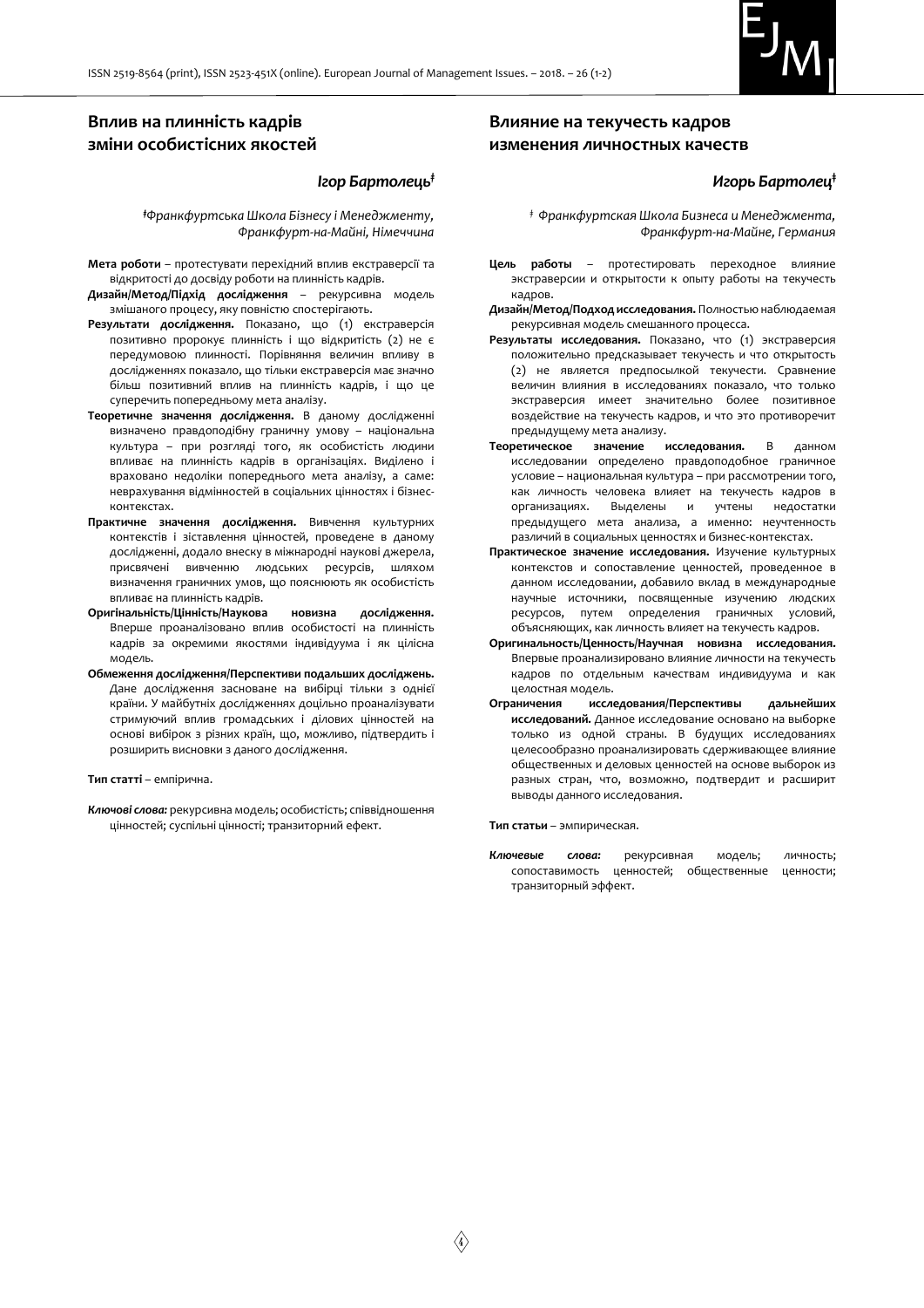## Вплив на плинність кадрів зміни особистісних якостей

### *Ігор Бартолець*[ǂ]

*ǂФранкфуртська Школа Бізнесу і Менеджменту, Франкфурт-на-Майні, Німеччина*

**Мета роботи** – протестувати перехідний вплив екстраверсії та відкритості до досвіду роботи на плинність кадрів.

**Дизайн/Метод/Підхід дослідження** – рекурсивна модель змішаного процесу, яку повністю спостерігають.

**Результати дослідження.** Показано, що (1) екстраверсія позитивно пророкує плинність і що відкритість (2) не є передумовою плинності. Порівняння величин впливу в дослідженнях показало, що тільки екстраверсія має значно більш позитивний вплив на плинність кадрів, і що це суперечить попередньому мета аналізу.

**Теоретичне значення дослідження.** В даному дослідженні визначено правдоподібну граничну умову – національна культура – при розгляді того, як особистість людини впливає на плинність кадрів в організаціях. Виділено і враховано недоліки попереднього мета аналізу, а саме: неврахування відмінностей в соціальних цінностях і бізнес-контекстах.

**Практичне значення дослідження.** Вивчення культурних контекстів і зіставлення цінностей, проведене в даному дослідженні, додало внеску в міжнародні наукові джерела, присвячені вивченню людських ресурсів, шляхом визначення граничних умов, що пояснюють як особистість впливає на плинність кадрів.

**Оригінальність/Цінність/Наукова новизна дослідження.** Вперше проаналізовано вплив особистості на плинність кадрів за окремими якостями індивідуума і як цілісна модель.

**Обмеження дослідження/Перспективи подальших досліджень.** Дане дослідження засноване на вибірці тільки з однієї країни. У майбутніх дослідженнях доцільно проаналізувати стримуючий вплив громадських і ділових цінностей на основі вибірок з різних країн, що, можливо, підтвердить і розширить висновки з даного дослідження.

**Тип статті** – емпірична.

***Ключові слова:*** рекурсивна модель; особистість; співвідношення цінностей; суспільні цінності; транзиторний ефект.

## Влияние на текучесть кадров изменения личностных качеств

### *Игорь Бартолец*[ǂ]

*ǂ Франкфуртская Школа Бизнеса и Менеджмента, Франкфурт-на-Майне, Германия*

**Цель работы** – протестировать переходное влияние экстраверсии и открытости к опыту работы на текучесть кадров.

**Дизайн/Метод/Подход исследования.** Полностью наблюдаемая рекурсивная модель смешанного процесса.

**Результаты исследования.** Показано, что (1) экстраверсия положительно предсказывает текучесть и что открытость (2) не является предпосылкой текучести. Сравнение величин влияния в исследованиях показало, что только экстраверсия имеет значительно более позитивное воздействие на текучесть кадров, и что это противоречит предыдущему мета анализу.

**Теоретическое значение исследования.** В данном исследовании определено правдоподобное граничное условие – национальная культура – при рассмотрении того, как личность человека влияет на текучесть кадров в организациях. Выделены и учтены недостатки предыдущего мета анализа, а именно: неучтенность различий в социальных ценностях и бизнес-контекстах.

**Практическое значение исследования.** Изучение культурных контекстов и сопоставление ценностей, проведенное в данном исследовании, добавило вклад в международные научные источники, посвященные изучению людских ресурсов, путем определения граничных условий, объясняющих, как личность влияет на текучесть кадров.

**Оригинальность/Ценность/Научная новизна исследования.** Впервые проанализировано влияние личности на текучесть кадров по отдельным качествам индивидуума и как целостная модель.

**Ограничения исследования/Перспективы дальнейших исследований.** Данное исследование основано на выборке только из одной страны. В будущих исследованиях целесообразно проанализировать сдерживающее влияние общественных и деловых ценностей на основе выборок из разных стран, что, возможно, подтвердит и расширит выводы данного исследования.

**Тип статьи** – эмпирическая.

***Ключевые слова:*** рекурсивная модель; личность; сопоставимость ценностей; общественные ценности; транзиторный эффект.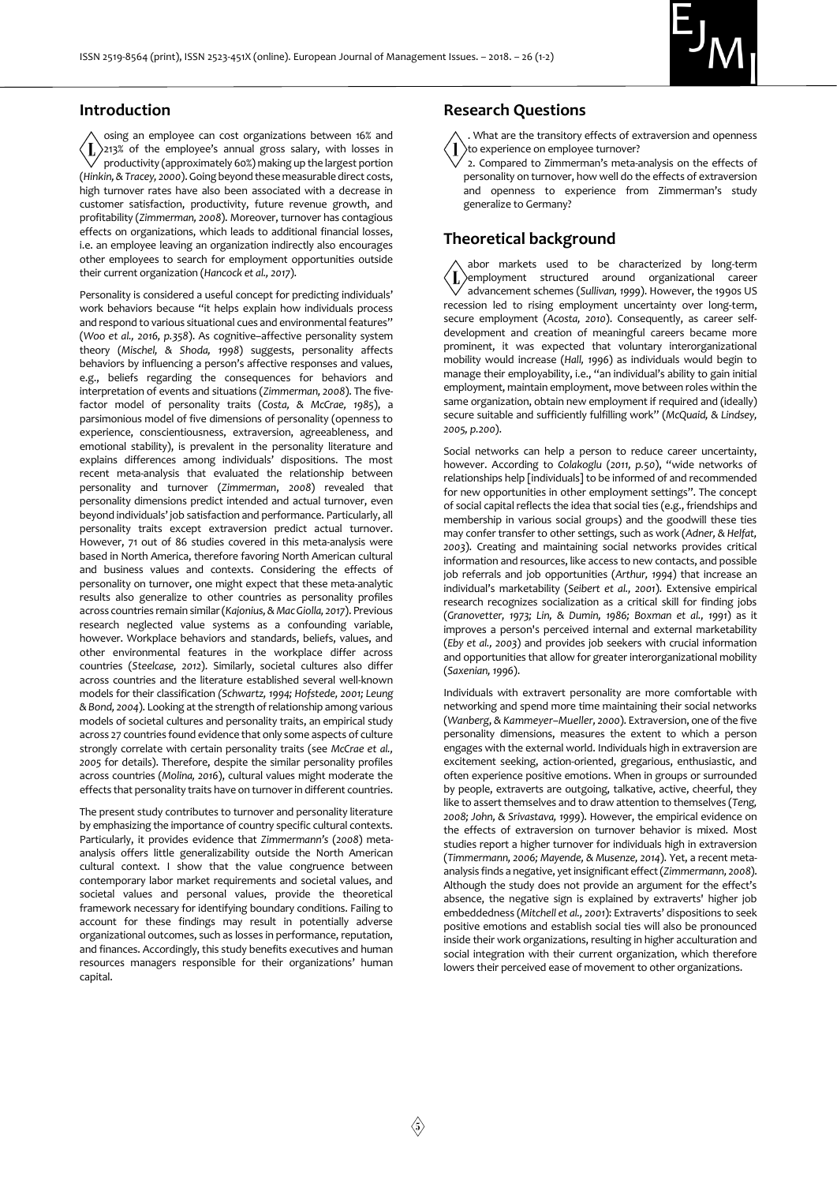## Introduction

Losing an employee can cost organizations between 16% and 213% of the employee's annual gross salary, with losses in productivity (approximately 60%) making up the largest portion (*Hinkin, & Tracey, 2000*). Going beyond these measurable direct costs, high turnover rates have also been associated with a decrease in customer satisfaction, productivity, future revenue growth, and profitability (*Zimmerman, 2008*). Moreover, turnover has contagious effects on organizations, which leads to additional financial losses, i.e. an employee leaving an organization indirectly also encourages other employees to search for employment opportunities outside their current organization (*Hancock et al., 2017*).

Personality is considered a useful concept for predicting individuals' work behaviors because "it helps explain how individuals process and respond to various situational cues and environmental features" (*Woo et al., 2016, p.358*). As cognitive–affective personality system theory (*Mischel, & Shoda, 1998*) suggests, personality affects behaviors by influencing a person's affective responses and values, e.g., beliefs regarding the consequences for behaviors and interpretation of events and situations (*Zimmerman, 2008*). The five-factor model of personality traits (*Costa, & McCrae, 1985*), a parsimonious model of five dimensions of personality (openness to experience, conscientiousness, extraversion, agreeableness, and emotional stability), is prevalent in the personality literature and explains differences among individuals' dispositions. The most recent meta-analysis that evaluated the relationship between personality and turnover (*Zimmerman, 2008*) revealed that personality dimensions predict intended and actual turnover, even beyond individuals' job satisfaction and performance. Particularly, all personality traits except extraversion predict actual turnover. However, 71 out of 86 studies covered in this meta-analysis were based in North America, therefore favoring North American cultural and business values and contexts. Considering the effects of personality on turnover, one might expect that these meta-analytic results also generalize to other countries as personality profiles across countries remain similar (*Kajonius, & Mac Giolla, 2017*). Previous research neglected value systems as a confounding variable, however. Workplace behaviors and standards, beliefs, values, and other environmental features in the workplace differ across countries (*Steelcase, 2012*). Similarly, societal cultures also differ across countries and the literature established several well-known models for their classification (*Schwartz, 1994; Hofstede, 2001; Leung & Bond, 2004*). Looking at the strength of relationship among various models of societal cultures and personality traits, an empirical study across 27 countries found evidence that only some aspects of culture strongly correlate with certain personality traits (see *McCrae et al., 2005* for details). Therefore, despite the similar personality profiles across countries (*Molina, 2016*), cultural values might moderate the effects that personality traits have on turnover in different countries.

The present study contributes to turnover and personality literature by emphasizing the importance of country specific cultural contexts. Particularly, it provides evidence that *Zimmermann's* (*2008*) meta-analysis offers little generalizability outside the North American cultural context. I show that the value congruence between contemporary labor market requirements and societal values, and societal values and personal values, provide the theoretical framework necessary for identifying boundary conditions. Failing to account for these findings may result in potentially adverse organizational outcomes, such as losses in performance, reputation, and finances. Accordingly, this study benefits executives and human resources managers responsible for their organizations' human capital.

## Research Questions

1. What are the transitory effects of extraversion and openness to experience on employee turnover?

2. Compared to Zimmerman's meta-analysis on the effects of personality on turnover, how well do the effects of extraversion and openness to experience from Zimmerman's study generalize to Germany?

## Theoretical background

Labor markets used to be characterized by long-term employment structured around organizational career advancement schemes (*Sullivan, 1999*). However, the 1990s US recession led to rising employment uncertainty over long-term, secure employment (*Acosta, 2010*). Consequently, as career self-development and creation of meaningful careers became more prominent, it was expected that voluntary interorganizational mobility would increase (*Hall, 1996*) as individuals would begin to manage their employability, i.e., "an individual's ability to gain initial employment, maintain employment, move between roles within the same organization, obtain new employment if required and (ideally) secure suitable and sufficiently fulfilling work" (*McQuaid, & Lindsey, 2005, p.200*).

Social networks can help a person to reduce career uncertainty, however. According to *Colakoglu* (*2011, p.50*), "wide networks of relationships help [individuals] to be informed of and recommended for new opportunities in other employment settings". The concept of social capital reflects the idea that social ties (e.g., friendships and membership in various social groups) and the goodwill these ties may confer transfer to other settings, such as work (*Adner, & Helfat, 2003*). Creating and maintaining social networks provides critical information and resources, like access to new contacts, and possible job referrals and job opportunities (*Arthur, 1994*) that increase an individual's marketability (*Seibert et al., 2001*). Extensive empirical research recognizes socialization as a critical skill for finding jobs (*Granovetter, 1973; Lin, & Dumin, 1986; Boxman et al., 1991*) as it improves a person's perceived internal and external marketability (*Eby et al., 2003*) and provides job seekers with crucial information and opportunities that allow for greater interorganizational mobility (*Saxenian, 1996*).

Individuals with extravert personality are more comfortable with networking and spend more time maintaining their social networks (*Wanberg, & Kammeyer–Mueller, 2000*). Extraversion, one of the five personality dimensions, measures the extent to which a person engages with the external world. Individuals high in extraversion are excitement seeking, action-oriented, gregarious, enthusiastic, and often experience positive emotions. When in groups or surrounded by people, extraverts are outgoing, talkative, active, cheerful, they like to assert themselves and to draw attention to themselves (*Teng, 2008; John, & Srivastava, 1999*). However, the empirical evidence on the effects of extraversion on turnover behavior is mixed. Most studies report a higher turnover for individuals high in extraversion (*Timmermann, 2006; Mayende, & Musenze, 2014*). Yet, a recent meta-analysis finds a negative, yet insignificant effect (*Zimmermann, 2008*). Although the study does not provide an argument for the effect's absence, the negative sign is explained by extraverts' higher job embeddedness (*Mitchell et al., 2001*): Extraverts' dispositions to seek positive emotions and establish social ties will also be pronounced inside their work organizations, resulting in higher acculturation and social integration with their current organization, which therefore lowers their perceived ease of movement to other organizations.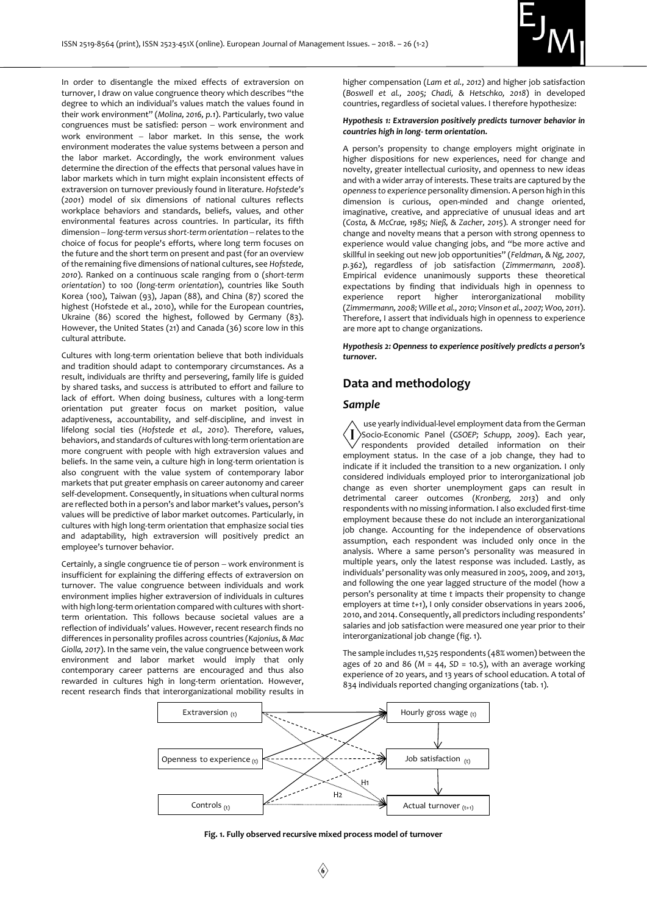In order to disentangle the mixed effects of extraversion on turnover, I draw on value congruence theory which describes "the degree to which an individual's values match the values found in their work environment" (*Molina, 2016, p.1*). Particularly, two value congruences must be satisfied: person – work environment and work environment – labor market. In this sense, the work environment moderates the value systems between a person and the labor market. Accordingly, the work environment values determine the direction of the effects that personal values have in labor markets which in turn might explain inconsistent effects of extraversion on turnover previously found in literature. *Hofstede's* (*2001*) model of six dimensions of national cultures reflects workplace behaviors and standards, beliefs, values, and other environmental features across countries. In particular, its fifth dimension – *long-term versus short-term orientation* – relates to the choice of focus for people's efforts, where long term focuses on the future and the short term on present and past (for an overview of the remaining five dimensions of national cultures, see *Hofstede, 2010*). Ranked on a continuous scale ranging from 0 (*short-term orientation*) to 100 (*long-term orientation*), countries like South Korea (100), Taiwan (93), Japan (88), and China (87) scored the highest (Hofstede et al., 2010), while for the European countries, Ukraine (86) scored the highest, followed by Germany (83). However, the United States (21) and Canada (36) score low in this cultural attribute.

Cultures with long-term orientation believe that both individuals and tradition should adapt to contemporary circumstances. As a result, individuals are thrifty and persevering, family life is guided by shared tasks, and success is attributed to effort and failure to lack of effort. When doing business, cultures with a long-term orientation put greater focus on market position, value adaptiveness, accountability, and self-discipline, and invest in lifelong social ties (*Hofstede et al., 2010*). Therefore, values, behaviors, and standards of cultures with long-term orientation are more congruent with people with high extraversion values and beliefs. In the same vein, a culture high in long-term orientation is also congruent with the value system of contemporary labor markets that put greater emphasis on career autonomy and career self-development. Consequently, in situations when cultural norms are reflected both in a person's and labor market's values, person's values will be predictive of labor market outcomes. Particularly, in cultures with high long-term orientation that emphasize social ties and adaptability, high extraversion will positively predict an employee's turnover behavior.

Certainly, a single congruence tie of person – work environment is insufficient for explaining the differing effects of extraversion on turnover. The value congruence between individuals and work environment implies higher extraversion of individuals in cultures with high long-term orientation compared with cultures with short-term orientation. This follows because societal values are a reflection of individuals' values. However, recent research finds no differences in personality profiles across countries (*Kajonius, & Mac Giolla, 2017*). In the same vein, the value congruence between work environment and labor market would imply that only contemporary career patterns are encouraged and thus also rewarded in cultures high in long-term orientation. However, recent research finds that interorganizational mobility results in higher compensation (*Lam et al., 2012*) and higher job satisfaction (*Boswell et al., 2005; Chadi, & Hetschko, 2018*) in developed countries, regardless of societal values. I therefore hypothesize:

***Hypothesis 1: Extraversion positively predicts turnover behavior in countries high in long- term orientation.***

A person's propensity to change employers might originate in higher dispositions for new experiences, need for change and novelty, greater intellectual curiosity, and openness to new ideas and with a wider array of interests. These traits are captured by the *openness to experience* personality dimension. A person high in this dimension is curious, open-minded and change oriented, imaginative, creative, and appreciative of unusual ideas and art (*Costa, & McCrae, 1985; Nieß, & Zacher, 2015*). A stronger need for change and novelty means that a person with strong openness to experience would value changing jobs, and "be more active and skillful in seeking out new job opportunities" (*Feldman, & Ng, 2007, p.362*), regardless of job satisfaction (*Zimmermann, 2008*). Empirical evidence unanimously supports these theoretical expectations by finding that individuals high in openness to experience report higher interorganizational mobility (*Zimmermann, 2008; Wille et al., 2010; Vinson et al., 2007; Woo, 2011*). Therefore, I assert that individuals high in openness to experience are more apt to change organizations.

***Hypothesis 2: Openness to experience positively predicts a person's turnover.***

## Data and methodology

### Sample

I use yearly individual-level employment data from the German Socio-Economic Panel (*GSOEP; Schupp, 2009*). Each year, respondents provided detailed information on their employment status. In the case of a job change, they had to indicate if it included the transition to a new organization. I only considered individuals employed prior to interorganizational job change as even shorter unemployment gaps can result in detrimental career outcomes (*Kronberg, 2013*) and only respondents with no missing information. I also excluded first-time employment because these do not include an interorganizational job change. Accounting for the independence of observations assumption, each respondent was included only once in the analysis. Where a same person's personality was measured in multiple years, only the latest response was included. Lastly, as individuals' personality was only measured in 2005, 2009, and 2013, and following the one year lagged structure of the model (how a person's personality at time *t* impacts their propensity to change employers at time *t+1*), I only consider observations in years 2006, 2010, and 2014. Consequently, all predictors including respondents' salaries and job satisfaction were measured one year prior to their interorganizational job change (fig. 1).

The sample includes 11,525 respondents (48% women) between the ages of 20 and 86 (*M* = 44, *SD* = 10.5), with an average working experience of 20 years, and 13 years of school education. A total of 834 individuals reported changing organizations (tab. 1).

**Fig. 1. Fully observed recursive mixed process model of turnover**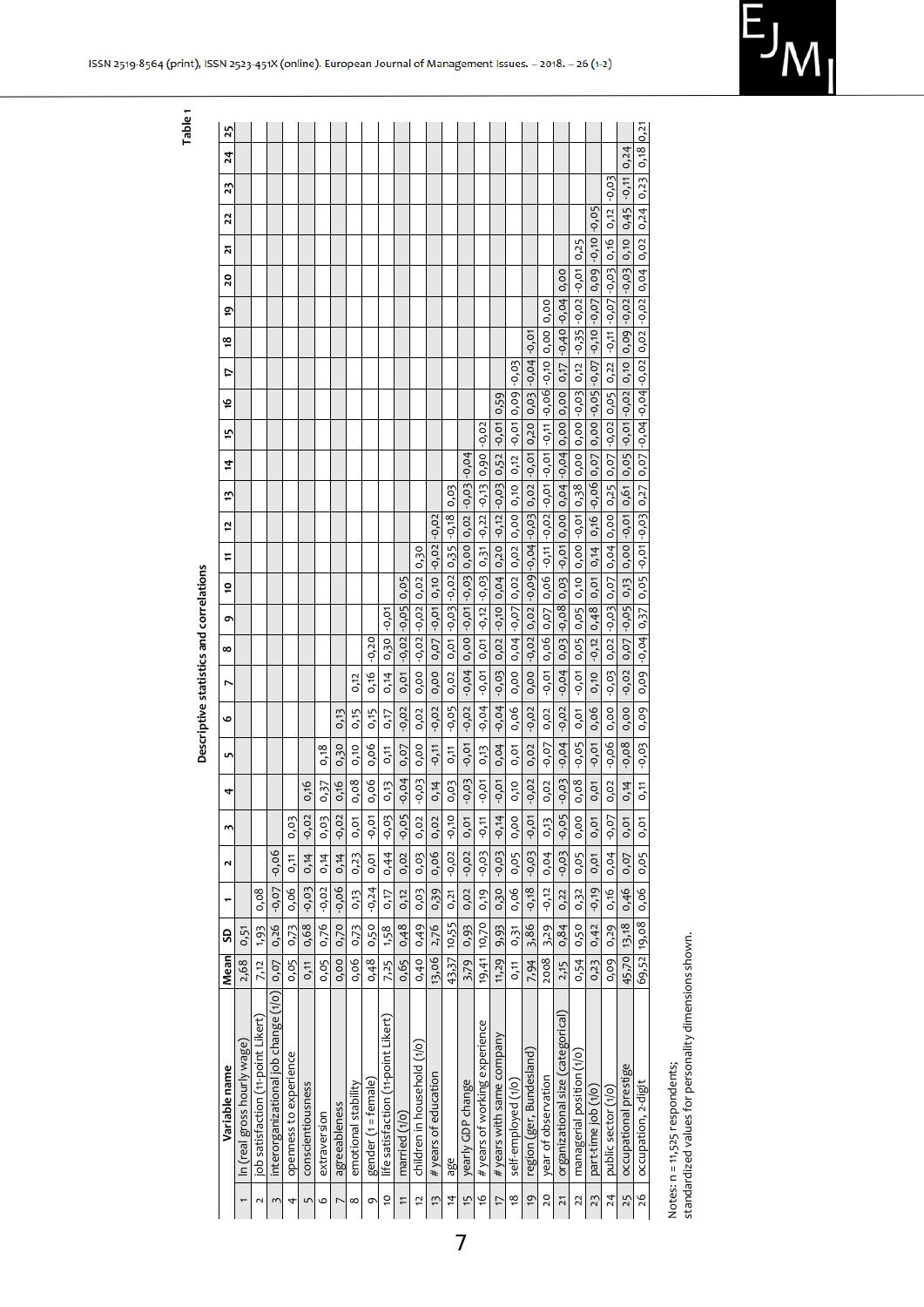**Table 1**

**Descriptive statistics and correlations**

| | Variable name | Mean | SD | 1 | 2 | 3 | 4 | 5 | 6 | 7 | 8 | 9 | 10 | 11 | 12 | 13 | 14 | 15 | 16 | 17 | 18 | 19 | 20 | 21 | 22 | 23 | 24 | 25 |
|---|---|---|---|---|---|---|---|---|---|---|---|---|---|---|---|---|---|---|---|---|---|---|---|---|---|---|---|---|
| 1 | ln (real gross hourly wage) | 2,68 | 0,51 | | | | | | | | | | | | | | | | | | | | | | | | | |
| 2 | job satisfaction (11-point Likert) | 7,12 | 1,93 | 0,08 | | | | | | | | | | | | | | | | | | | | | | | | |
| 3 | interorganizational job change (1/0) | 0,07 | 0,26 | -0,07 | -0,06 | | | | | | | | | | | | | | | | | | | | | | | |
| 4 | openness to experience | 0,05 | 0,73 | 0,06 | 0,11 | 0,03 | | | | | | | | | | | | | | | | | | | | | | |
| 5 | conscientiousness | 0,11 | 0,68 | -0,03 | 0,14 | -0,02 | 0,16 | | | | | | | | | | | | | | | | | | | | | |
| 6 | extraversion | 0,05 | 0,76 | -0,02 | 0,14 | 0,03 | 0,37 | 0,18 | | | | | | | | | | | | | | | | | | | | |
| 7 | agreeableness | 0,00 | 0,70 | -0,06 | 0,14 | -0,02 | 0,16 | 0,30 | 0,13 | | | | | | | | | | | | | | | | | | | |
| 8 | emotional stability | 0,06 | 0,73 | 0,13 | 0,23 | 0,01 | 0,08 | 0,10 | 0,15 | 0,12 | | | | | | | | | | | | | | | | | | |
| 9 | gender (1 = female) | 0,48 | 0,50 | -0,24 | 0,01 | -0,01 | 0,06 | 0,06 | 0,15 | 0,16 | -0,20 | | | | | | | | | | | | | | | | | |
| 10 | life satisfaction (11-point Likert) | 7,25 | 1,58 | 0,17 | 0,44 | -0,03 | 0,13 | 0,11 | 0,17 | 0,14 | 0,30 | -0,01 | | | | | | | | | | | | | | | | |
| 11 | married (1/0) | 0,65 | 0,48 | 0,12 | 0,02 | -0,05 | -0,04 | 0,07 | -0,02 | 0,01 | -0,02 | -0,05 | 0,05 | | | | | | | | | | | | | | | |
| 12 | children in household (1/0) | 0,40 | 0,49 | 0,03 | 0,03 | 0,02 | -0,03 | 0,00 | 0,02 | 0,00 | -0,02 | -0,02 | 0,02 | 0,30 | | | | | | | | | | | | | | |
| 13 | # years of education | 13,06 | 2,76 | 0,39 | 0,06 | 0,02 | 0,14 | -0,11 | -0,02 | 0,00 | 0,07 | -0,01 | 0,10 | -0,02 | -0,02 | | | | | | | | | | | | | |
| 14 | age | 43,37 | 10,55 | 0,21 | -0,02 | -0,10 | 0,03 | 0,11 | -0,05 | 0,02 | 0,01 | -0,03 | -0,02 | 0,35 | -0,18 | 0,03 | | | | | | | | | | | | |
| 15 | yearly GDP change | 3,79 | 0,93 | 0,02 | -0,02 | 0,01 | -0,03 | -0,01 | -0,02 | -0,04 | 0,00 | -0,01 | -0,03 | 0,00 | 0,02 | -0,03 | -0,04 | | | | | | | | | | | |
| 16 | # years of working experience | 19,41 | 10,70 | 0,19 | -0,03 | -0,11 | -0,01 | 0,13 | -0,04 | -0,01 | 0,01 | -0,12 | -0,03 | 0,31 | -0,22 | -0,13 | 0,90 | -0,02 | | | | | | | | | | |
| 17 | # years with same company | 11,29 | 9,93 | 0,30 | -0,03 | -0,14 | -0,01 | 0,04 | -0,04 | -0,03 | 0,02 | -0,10 | 0,04 | 0,20 | -0,12 | -0,03 | 0,52 | -0,01 | 0,59 | | | | | | | | | |
| 18 | self-employed (1/0) | 0,11 | 0,31 | 0,06 | 0,05 | 0,00 | 0,10 | 0,01 | 0,06 | 0,00 | 0,04 | -0,07 | 0,02 | 0,02 | 0,00 | 0,10 | 0,12 | -0,01 | 0,09 | -0,03 | | | | | | | | |
| 19 | region (ger, Bundesland) | 7,94 | 3,86 | -0,18 | -0,03 | -0,01 | -0,02 | 0,02 | -0,02 | 0,00 | -0,02 | 0,02 | -0,09 | -0,04 | -0,03 | 0,02 | -0,01 | 0,20 | 0,03 | -0,04 | -0,01 | | | | | | | |
| 20 | year of observation | 2008 | 3,29 | -0,12 | 0,04 | 0,13 | 0,02 | -0,07 | 0,02 | -0,01 | 0,06 | 0,07 | 0,06 | -0,11 | -0,02 | -0,01 | -0,01 | -0,11 | -0,06 | -0,10 | 0,00 | 0,00 | | | | | | |
| 21 | organizational size (categorical) | 2,15 | 0,84 | 0,22 | -0,03 | -0,05 | -0,03 | -0,04 | -0,02 | -0,04 | 0,03 | -0,08 | 0,03 | -0,01 | 0,00 | 0,04 | -0,04 | 0,00 | 0,00 | 0,17 | -0,40 | -0,04 | 0,00 | | | | | |
| 22 | managerial position (1/0) | 0,54 | 0,50 | 0,32 | 0,05 | 0,00 | 0,08 | -0,05 | 0,01 | -0,01 | 0,05 | 0,05 | 0,10 | 0,00 | -0,01 | 0,38 | 0,00 | 0,00 | -0,03 | 0,12 | -0,35 | -0,02 | -0,01 | 0,25 | | | | |
| 23 | part-time job (1/0) | 0,23 | 0,42 | -0,19 | 0,01 | 0,01 | 0,01 | -0,01 | 0,06 | 0,10 | -0,12 | 0,48 | 0,01 | 0,14 | 0,16 | -0,06 | 0,07 | 0,00 | -0,05 | -0,07 | -0,10 | -0,07 | 0,09 | -0,10 | -0,05 | | | |
| 24 | public sector (1/0) | 0,09 | 0,29 | 0,16 | 0,04 | -0,07 | 0,02 | -0,06 | 0,00 | -0,03 | 0,02 | -0,03 | 0,07 | 0,04 | 0,00 | 0,25 | 0,07 | -0,02 | 0,05 | 0,22 | -0,11 | -0,07 | -0,03 | 0,16 | 0,12 | -0,03 | | |
| 25 | occupational prestige | 45,70 | 13,18 | 0,46 | 0,07 | 0,01 | 0,14 | -0,08 | 0,00 | -0,02 | 0,07 | -0,05 | 0,13 | 0,00 | -0,01 | 0,61 | 0,05 | -0,01 | -0,02 | 0,10 | 0,09 | -0,02 | -0,03 | 0,10 | 0,45 | -0,11 | 0,24 | |
| 26 | occupation, 2-digit | 69,52 | 19,08 | 0,06 | 0,05 | 0,01 | 0,11 | -0,03 | 0,09 | 0,09 | -0,04 | 0,37 | 0,05 | -0,01 | -0,03 | 0,27 | 0,07 | -0,04 | -0,04 | -0,02 | 0,02 | -0,02 | 0,04 | 0,02 | 0,24 | 0,23 | 0,18 | 0,21 |

Notes: n = 11,525 respondents;
standardized values for personality dimensions shown.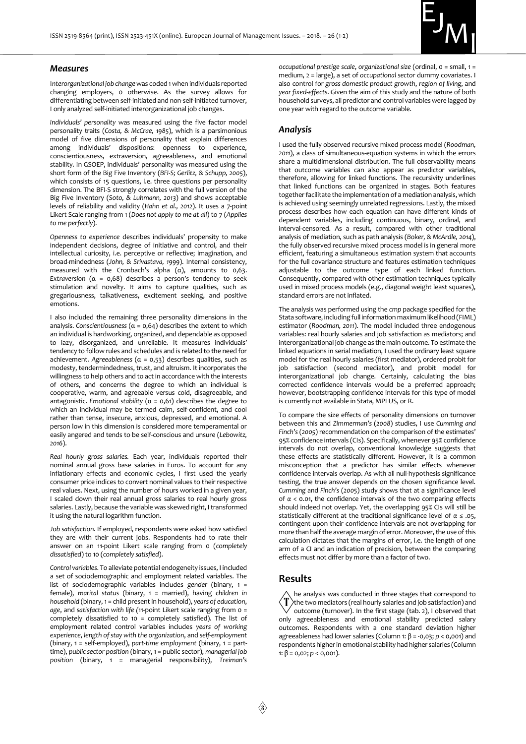## *Measures*

I*nterorganizational job change* was coded 1 when individuals reported changing employers, 0 otherwise. As the survey allows for differentiating between self-initiated and non-self-initiated turnover, I only analyzed self-initiated interorganizational job changes.

*Individuals' personality* was measured using the five factor model personality traits (*Costa, & McCrae, 1985*), which is a parsimonious model of five dimensions of personality that explain differences among individuals' dispositions: openness to experience, conscientiousness, extraversion, agreeableness, and emotional stability. In GSOEP, individuals' personality was measured using the short form of the Big Five Inventory (*BFI-S; Gerlitz, & Schupp, 2005*), which consists of 15 questions, i.e. three questions per personality dimension. The BFI-S strongly correlates with the full version of the Big Five Inventory (*Soto, & Luhmann, 2013*) and shows acceptable levels of reliability and validity (*Hahn et al., 2012*). It uses a 7-point Likert Scale ranging from 1 (*Does not apply to me at all*) to 7 (*Applies to me perfectly*).

*Openness to experience* describes individuals' propensity to make independent decisions, degree of initiative and control, and their intellectual curiosity, i.e. perceptive or reflective; imagination, and broad-mindedness (*John, & Srivastava, 1999*). Internal consistency, measured with the Cronbach's alpha ($\alpha$), amounts to 0,63. *Extraversion* ($\alpha$ = 0,68) describes a person's tendency to seek stimulation and novelty. It aims to capture qualities, such as gregariousness, talkativeness, excitement seeking, and positive emotions.

I also included the remaining three personality dimensions in the analysis. *Conscientiousness* ($\alpha$ = 0,64) describes the extent to which an individual is hardworking, organized, and dependable as opposed to lazy, disorganized, and unreliable. It measures individuals' tendency to follow rules and schedules and is related to the need for achievement. *Agreeableness* ($\alpha$ = 0,53) describes qualities, such as modesty, tendermindedness, trust, and altruism. It incorporates the willingness to help others and to act in accordance with the interests of others, and concerns the degree to which an individual is cooperative, warm, and agreeable versus cold, disagreeable, and antagonistic. *Emotional stability* ($\alpha$ = 0,61) describes the degree to which an individual may be termed calm, self-confident, and cool rather than tense, insecure, anxious, depressed, and emotional. A person low in this dimension is considered more temperamental or easily angered and tends to be self-conscious and unsure (*Lebowitz, 2016*).

*Real hourly gross salaries.* Each year, individuals reported their nominal annual gross base salaries in Euros. To account for any inflationary effects and economic cycles, I first used the yearly consumer price indices to convert nominal values to their respective real values. Next, using the number of hours worked in a given year, I scaled down their real annual gross salaries to real hourly gross salaries. Lastly, because the variable was skewed right, I transformed it using the natural logarithm function.

*Job satisfaction.* If employed, respondents were asked how satisfied they are with their current jobs. Respondents had to rate their answer on an 11-point Likert scale ranging from 0 (*completely dissatisfied*) to 10 (*completely satisfied*).

*Control variables*. To alleviate potential endogeneity issues, I included a set of sociodemographic and employment related variables. The list of sociodemographic variables includes *gender* (binary, 1 = female), *marital status* (binary, 1 = married), having *children in household* (binary, 1 = child present in household), *years of education*, *age*, and *satisfaction with life* (11-point Likert scale ranging from 0 = completely dissatisfied to 10 = completely satisfied). The list of employment related control variables includes *years of working experience*, *length of stay with the organization*, and *self-employment* (binary, 1 = self-employed), *part-time employment* (binary, 1 = part-time), *public sector position* (binary, 1 = public sector), *managerial job position* (binary, 1 = managerial responsibility), *Treiman's occupational prestige scale*, *organizational size* (ordinal, 0 = small, 1 = medium, 2 = large), a set of *occupational sector* dummy covariates. I also control for *gross domestic product growth*, *region of living*, and *year fixed-effects*. Given the aim of this study and the nature of both household surveys, all predictor and control variables were lagged by one year with regard to the outcome variable.

## *Analysis*

I used the fully observed recursive mixed process model (*Roodman, 2011*), a class of simultaneous-equation systems in which the errors share a multidimensional distribution. The full observability means that outcome variables can also appear as predictor variables, therefore, allowing for linked functions. The recursivity underlines that linked functions can be organized in stages. Both features together facilitate the implementation of a mediation analysis, which is achieved using seemingly unrelated regressions. Lastly, the mixed process describes how each equation can have different kinds of dependent variables, including continuous, binary, ordinal, and interval-censored. As a result, compared with other traditional analysis of mediation, such as path analysis (*Boker, & McArdle, 2014*), the fully observed recursive mixed process model is in general more efficient, featuring a simultaneous estimation system that accounts for the full covariance structure and features estimation techniques adjustable to the outcome type of each linked function. Consequently, compared with other estimation techniques typically used in mixed process models (e.g., diagonal weight least squares), standard errors are not inflated.

The analysis was performed using the *cmp* package specified for the Stata software, including full information maximum likelihood (FIML) estimator (*Roodman, 2011*). The model included three endogenous variables: real hourly salaries and job satisfaction as mediators; and interorganizational job change as the main outcome. To estimate the linked equations in serial mediation, I used the ordinary least square model for the real hourly salaries (first mediator), ordered probit for job satisfaction (second mediator), and probit model for interorganizational job change. Certainly, calculating the bias corrected confidence intervals would be a preferred approach; however, bootstrapping confidence intervals for this type of model is currently not available in Stata, MPLUS, or R.

To compare the size effects of personality dimensions on turnover between this and *Zimmerman's* (*2008*) studies, I use *Cumming and Finch's* (*2005*) recommendation on the comparison of the estimates' 95% confidence intervals (CIs). Specifically, whenever 95% confidence intervals do not overlap, conventional knowledge suggests that these effects are statistically different. However, it is a common misconception that a predictor has similar effects whenever confidence intervals overlap. As with all null-hypothesis significance testing, the true answer depends on the chosen significance level. *Cumming* and *Finch's* (*2005*) study shows that at a significance level of $\alpha$ < 0.01, the confidence intervals of the two comparing effects should indeed not overlap. Yet, the overlapping 95% CIs will still be statistically different at the traditional significance level of $\alpha \leq .05$, contingent upon their confidence intervals are not overlapping for more than half the average margin of error. Moreover, the use of this calculation dictates that the margins of error, i.e. the length of one arm of a CI and an indication of precision, between the comparing effects must not differ by more than a factor of two.

# Results

The analysis was conducted in three stages that correspond to the two mediators (real hourly salaries and job satisfaction) and outcome (turnover). In the first stage (tab. 2), I observed that only agreeableness and emotional stability predicted salary outcomes. Respondents with a one standard deviation higher agreeableness had lower salaries (Column 1: $\beta$ = -0,03; $p$ < 0,001) and respondents higher in emotional stability had higher salaries (Column 1: $\beta$ = 0,02; $p$ < 0,001).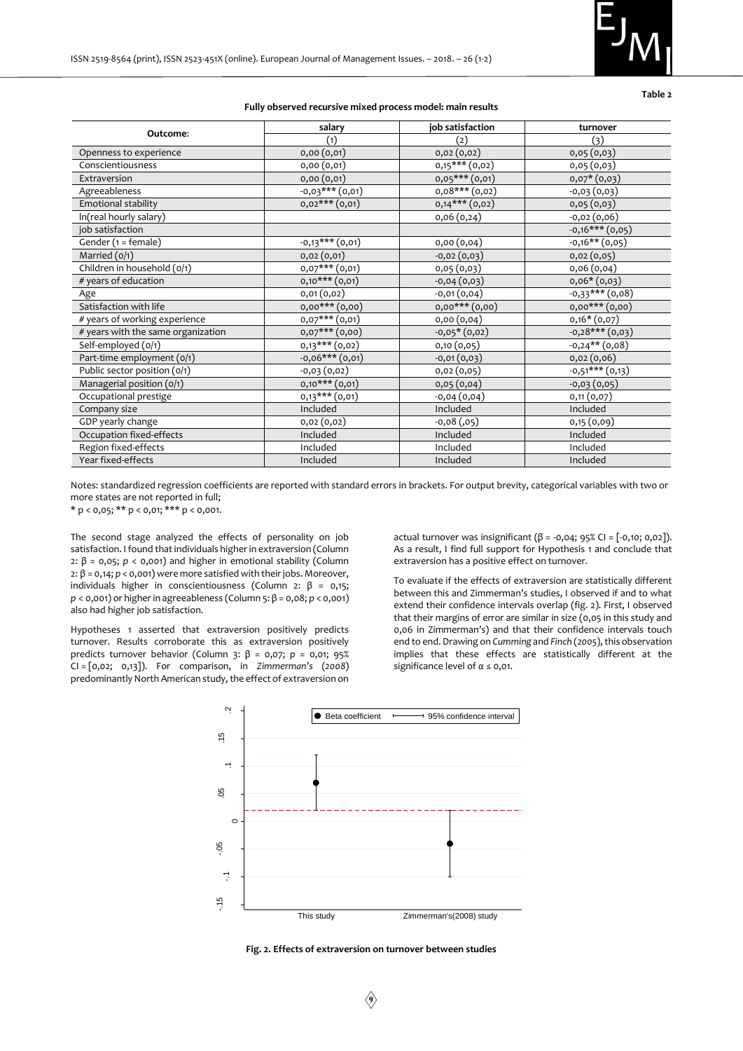Table 2

**Fully observed recursive mixed process model: main results**

| Outcome: | salary | job satisfaction | turnover |
|---|---|---|---|
| | (1) | (2) | (3) |
| Openness to experience | 0,00 (0,01) | 0,02 (0,02) | 0,05 (0,03) |
| Conscientiousness | 0,00 (0,01) | 0,15*** (0,02) | 0,05 (0,03) |
| Extraversion | 0,00 (0,01) | 0,05*** (0,01) | 0,07* (0,03) |
| Agreeableness | -0,03*** (0,01) | 0,08*** (0,02) | -0,03 (0,03) |
| Emotional stability | 0,02*** (0,01) | 0,14*** (0,02) | 0,05 (0,03) |
| ln(real hourly salary) | | 0,06 (0,24) | -0,02 (0,06) |
| job satisfaction | | | -0,16*** (0,05) |
| Gender (1 = female) | -0,13*** (0,01) | 0,00 (0,04) | -0,16** (0,05) |
| Married (0/1) | 0,02 (0,01) | -0,02 (0,03) | 0,02 (0,05) |
| Children in household (0/1) | 0,07*** (0,01) | 0,05 (0,03) | 0,06 (0,04) |
| # years of education | 0,10*** (0,01) | -0,04 (0,03) | 0,06* (0,03) |
| Age | 0,01 (0,02) | -0,01 (0,04) | -0,33*** (0,08) |
| Satisfaction with life | 0,00*** (0,00) | 0,00*** (0,00) | 0,00*** (0,00) |
| # years of working experience | 0,07*** (0,01) | 0,00 (0,04) | 0,16* (0,07) |
| # years with the same organization | 0,07*** (0,00) | -0,05* (0,02) | -0,28*** (0,03) |
| Self-employed (0/1) | 0,13*** (0,02) | 0,10 (0,05) | -0,24** (0,08) |
| Part-time employment (0/1) | -0,06*** (0,01) | -0,01 (0,03) | 0,02 (0,06) |
| Public sector position (0/1) | -0,03 (0,02) | 0,02 (0,05) | -0,51*** (0,13) |
| Managerial position (0/1) | 0,10*** (0,01) | 0,05 (0,04) | -0,03 (0,05) |
| Occupational prestige | 0,13*** (0,01) | -0,04 (0,04) | 0,11 (0,07) |
| Company size | Included | Included | Included |
| GDP yearly change | 0,02 (0,02) | -0,08 (,05) | 0,15 (0,09) |
| Occupation fixed-effects | Included | Included | Included |
| Region fixed-effects | Included | Included | Included |
| Year fixed-effects | Included | Included | Included |

Notes: standardized regression coefficients are reported with standard errors in brackets. For output brevity, categorical variables with two or more states are not reported in full;
\* p < 0,05; \*\* p < 0,01; \*\*\* p < 0,001.

The second stage analyzed the effects of personality on job satisfaction. I found that individuals higher in extraversion (Column 2: $\beta$ = 0,05; $p$ < 0,001) and higher in emotional stability (Column 2: $\beta$ = 0,14; $p$ < 0,001) were more satisfied with their jobs. Moreover, individuals higher in conscientiousness (Column 2: $\beta$ = 0,15; $p$ < 0,001) or higher in agreeableness (Column 5: $\beta$ = 0,08; $p$ < 0,001) also had higher job satisfaction.

Hypotheses 1 asserted that extraversion positively predicts turnover. Results corroborate this as extraversion positively predicts turnover behavior (Column 3: $\beta$ = 0,07; $p$ = 0,01; 95% CI = [0,02; 0,13]). For comparison, in *Zimmerman's* (*2008*) predominantly North American study, the effect of extraversion on actual turnover was insignificant ($\beta$ = -0,04; 95% CI = [-0,10; 0,02]). As a result, I find full support for Hypothesis 1 and conclude that extraversion has a positive effect on turnover.

To evaluate if the effects of extraversion are statistically different between this and Zimmerman's studies, I observed if and to what extend their confidence intervals overlap (fig. 2). First, I observed that their margins of error are similar in size (0,05 in this study and 0,06 in Zimmerman's) and that their confidence intervals touch end to end. Drawing on *Cumming* and *Finch* (*2005*), this observation implies that these effects are statistically different at the significance level of $\alpha \leq 0,01$.

**Fig. 2. Effects of extraversion on turnover between studies**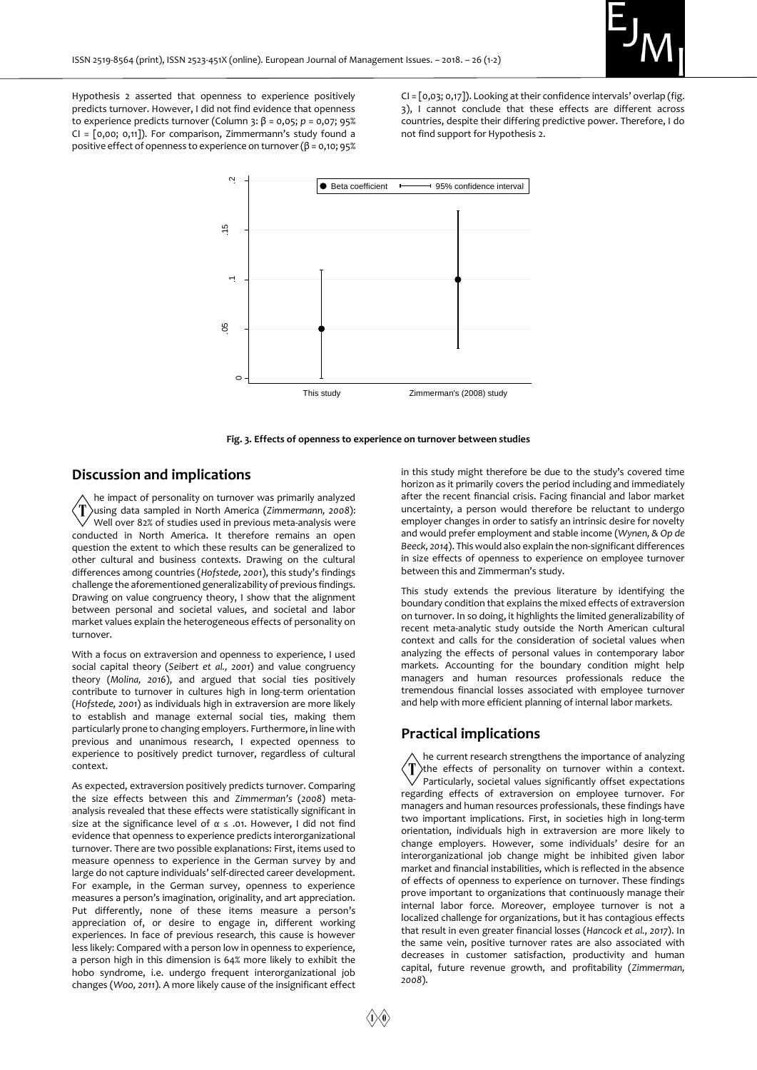Hypothesis 2 asserted that openness to experience positively predicts turnover. However, I did not find evidence that openness to experience predicts turnover (Column 3: $\beta = 0{,}05$; $p = 0{,}07$; 95% CI = [0,00; 0,11]). For comparison, Zimmermann's study found a positive effect of openness to experience on turnover ($\beta = 0{,}10$; 95% CI = [0,03; 0,17]). Looking at their confidence intervals' overlap (fig. 3), I cannot conclude that these effects are different across countries, despite their differing predictive power. Therefore, I do not find support for Hypothesis 2.

**Fig. 3. Effects of openness to experience on turnover between studies**

## Discussion and implications

The impact of personality on turnover was primarily analyzed using data sampled in North America (*Zimmermann, 2008*): Well over 82% of studies used in previous meta-analysis were conducted in North America. It therefore remains an open question the extent to which these results can be generalized to other cultural and business contexts. Drawing on the cultural differences among countries (*Hofstede, 2001*), this study's findings challenge the aforementioned generalizability of previous findings. Drawing on value congruency theory, I show that the alignment between personal and societal values, and societal and labor market values explain the heterogeneous effects of personality on turnover.

With a focus on extraversion and openness to experience, I used social capital theory (*Seibert et al., 2001*) and value congruency theory (*Molina, 2016*), and argued that social ties positively contribute to turnover in cultures high in long-term orientation (*Hofstede, 2001*) as individuals high in extraversion are more likely to establish and manage external social ties, making them particularly prone to changing employers. Furthermore, in line with previous and unanimous research, I expected openness to experience to positively predict turnover, regardless of cultural context.

As expected, extraversion positively predicts turnover. Comparing the size effects between this and *Zimmerman's* (*2008*) meta-analysis revealed that these effects were statistically significant in size at the significance level of $\alpha \le .01$. However, I did not find evidence that openness to experience predicts interorganizational turnover. There are two possible explanations: First, items used to measure openness to experience in the German survey by and large do not capture individuals' self-directed career development. For example, in the German survey, openness to experience measures a person's imagination, originality, and art appreciation. Put differently, none of these items measure a person's appreciation of, or desire to engage in, different working experiences. In face of previous research, this cause is however less likely: Compared with a person low in openness to experience, a person high in this dimension is 64% more likely to exhibit the hobo syndrome, i.e. undergo frequent interorganizational job changes (*Woo, 2011*). A more likely cause of the insignificant effect in this study might therefore be due to the study's covered time horizon as it primarily covers the period including and immediately after the recent financial crisis. Facing financial and labor market uncertainty, a person would therefore be reluctant to undergo employer changes in order to satisfy an intrinsic desire for novelty and would prefer employment and stable income (*Wynen, & Op de Beeck, 2014*). This would also explain the non-significant differences in size effects of openness to experience on employee turnover between this and Zimmerman's study.

This study extends the previous literature by identifying the boundary condition that explains the mixed effects of extraversion on turnover. In so doing, it highlights the limited generalizability of recent meta-analytic study outside the North American cultural context and calls for the consideration of societal values when analyzing the effects of personal values in contemporary labor markets. Accounting for the boundary condition might help managers and human resources professionals reduce the tremendous financial losses associated with employee turnover and help with more efficient planning of internal labor markets.

## Practical implications

The current research strengthens the importance of analyzing the effects of personality on turnover within a context. Particularly, societal values significantly offset expectations regarding effects of extraversion on employee turnover. For managers and human resources professionals, these findings have two important implications. First, in societies high in long-term orientation, individuals high in extraversion are more likely to change employers. However, some individuals' desire for an interorganizational job change might be inhibited given labor market and financial instabilities, which is reflected in the absence of effects of openness to experience on turnover. These findings prove important to organizations that continuously manage their internal labor force. Moreover, employee turnover is not a localized challenge for organizations, but it has contagious effects that result in even greater financial losses (*Hancock et al., 2017*). In the same vein, positive turnover rates are also associated with decreases in customer satisfaction, productivity and human capital, future revenue growth, and profitability (*Zimmerman, 2008*).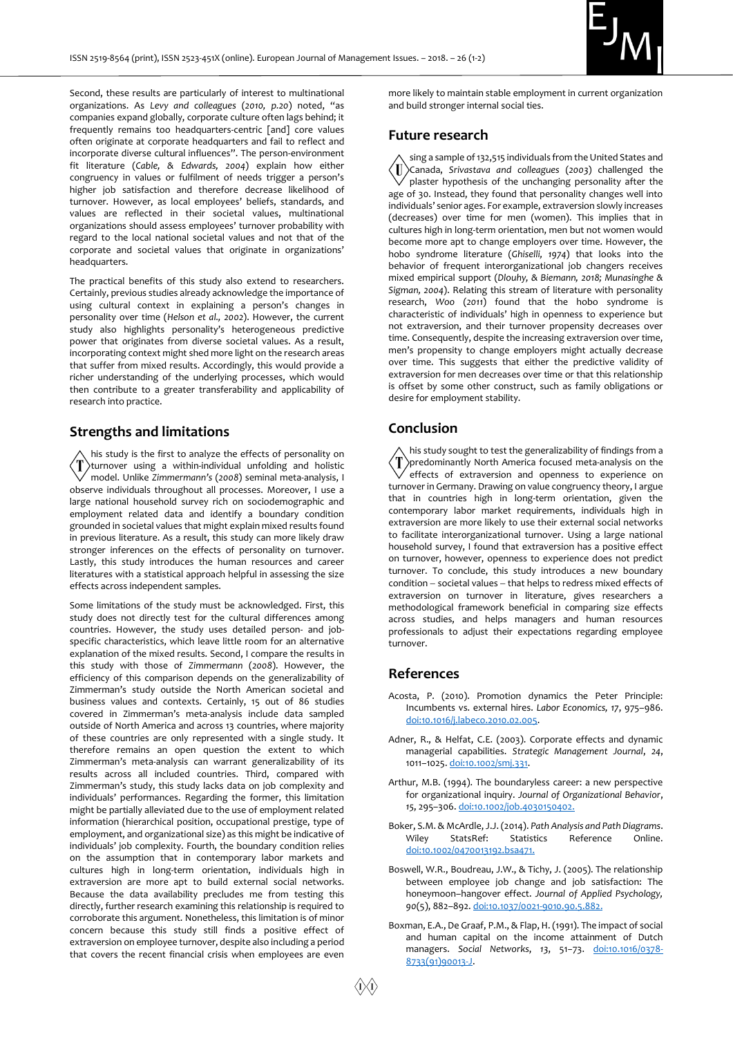Second, these results are particularly of interest to multinational organizations. As *Levy and colleagues* (*2010, p.20*) noted, "as companies expand globally, corporate culture often lags behind; it frequently remains too headquarters-centric [and] core values often originate at corporate headquarters and fail to reflect and incorporate diverse cultural influences". The person-environment fit literature (*Cable, & Edwards, 2004*) explain how either congruency in values or fulfilment of needs trigger a person's higher job satisfaction and therefore decrease likelihood of turnover. However, as local employees' beliefs, standards, and values are reflected in their societal values, multinational organizations should assess employees' turnover probability with regard to the local national societal values and not that of the corporate and societal values that originate in organizations' headquarters.

The practical benefits of this study also extend to researchers. Certainly, previous studies already acknowledge the importance of using cultural context in explaining a person's changes in personality over time (*Helson et al., 2002*). However, the current study also highlights personality's heterogeneous predictive power that originates from diverse societal values. As a result, incorporating context might shed more light on the research areas that suffer from mixed results. Accordingly, this would provide a richer understanding of the underlying processes, which would then contribute to a greater transferability and applicability of research into practice.

## Strengths and limitations

This study is the first to analyze the effects of personality on turnover using a within-individual unfolding and holistic model. Unlike *Zimmermann's* (*2008*) seminal meta-analysis, I observe individuals throughout all processes. Moreover, I use a large national household survey rich on sociodemographic and employment related data and identify a boundary condition grounded in societal values that might explain mixed results found in previous literature. As a result, this study can more likely draw stronger inferences on the effects of personality on turnover. Lastly, this study introduces the human resources and career literatures with a statistical approach helpful in assessing the size effects across independent samples.

Some limitations of the study must be acknowledged. First, this study does not directly test for the cultural differences among countries. However, the study uses detailed person- and job-specific characteristics, which leave little room for an alternative explanation of the mixed results. Second, I compare the results in this study with those of *Zimmermann* (*2008*). However, the efficiency of this comparison depends on the generalizability of Zimmerman's study outside the North American societal and business values and contexts. Certainly, 15 out of 86 studies covered in Zimmerman's meta-analysis include data sampled outside of North America and across 13 countries, where majority of these countries are only represented with a single study. It therefore remains an open question the extent to which Zimmerman's meta-analysis can warrant generalizability of its results across all included countries. Third, compared with Zimmerman's study, this study lacks data on job complexity and individuals' performances. Regarding the former, this limitation might be partially alleviated due to the use of employment related information (hierarchical position, occupational prestige, type of employment, and organizational size) as this might be indicative of individuals' job complexity. Fourth, the boundary condition relies on the assumption that in contemporary labor markets and cultures high in long-term orientation, individuals high in extraversion are more apt to build external social networks. Because the data availability precludes me from testing this directly, further research examining this relationship is required to corroborate this argument. Nonetheless, this limitation is of minor concern because this study still finds a positive effect of extraversion on employee turnover, despite also including a period that covers the recent financial crisis when employees are even more likely to maintain stable employment in current organization and build stronger internal social ties.

## Future research

Using a sample of 132,515 individuals from the United States and Canada, *Srivastava and colleagues* (*2003*) challenged the plaster hypothesis of the unchanging personality after the age of 30. Instead, they found that personality changes well into individuals' senior ages. For example, extraversion slowly increases (decreases) over time for men (women). This implies that in cultures high in long-term orientation, men but not women would become more apt to change employers over time. However, the hobo syndrome literature (*Ghiselli, 1974*) that looks into the behavior of frequent interorganizational job changers receives mixed empirical support (*Dlouhy, & Biemann, 2018; Munasinghe & Sigman, 2004*). Relating this stream of literature with personality research, *Woo* (*2011*) found that the hobo syndrome is characteristic of individuals' high in openness to experience but not extraversion, and their turnover propensity decreases over time. Consequently, despite the increasing extraversion over time, men's propensity to change employers might actually decrease over time. This suggests that either the predictive validity of extraversion for men decreases over time or that this relationship is offset by some other construct, such as family obligations or desire for employment stability.

## Conclusion

This study sought to test the generalizability of findings from a predominantly North America focused meta-analysis on the effects of extraversion and openness to experience on turnover in Germany. Drawing on value congruency theory, I argue that in countries high in long-term orientation, given the contemporary labor market requirements, individuals high in extraversion are more likely to use their external social networks to facilitate interorganizational turnover. Using a large national household survey, I found that extraversion has a positive effect on turnover, however, openness to experience does not predict turnover. To conclude, this study introduces a new boundary condition – societal values – that helps to redress mixed effects of extraversion on turnover in literature, gives researchers a methodological framework beneficial in comparing size effects across studies, and helps managers and human resources professionals to adjust their expectations regarding employee turnover.

## References

Acosta, P. (2010). Promotion dynamics the Peter Principle: Incumbents vs. external hires. *Labor Economics*, *17*, 975–986. doi:10.1016/j.labeco.2010.02.005.

Adner, R., & Helfat, C.E. (2003). Corporate effects and dynamic managerial capabilities. *Strategic Management Journal*, *24*, 1011–1025. doi:10.1002/smj.331.

Arthur, M.B. (1994). The boundaryless career: a new perspective for organizational inquiry. *Journal of Organizational Behavior*, *15*, 295–306. doi:10.1002/job.4030150402.

Boker, S.M. & McArdle, J.J. (2014). *Path Analysis and Path Diagrams*. Wiley StatsRef: Statistics Reference Online. doi:10.1002/0470013192.bsa471.

Boswell, W.R., Boudreau, J.W., & Tichy, J. (2005). The relationship between employee job change and job satisfaction: The honeymoon–hangover effect. *Journal of Applied Psychology*, *90*(5), 882–892. doi:10.1037/0021-9010.90.5.882.

Boxman, E.A., De Graaf, P.M., & Flap, H. (1991). The impact of social and human capital on the income attainment of Dutch managers. *Social Networks*, *13*, 51–73. doi:10.1016/0378-8733(91)90013-J.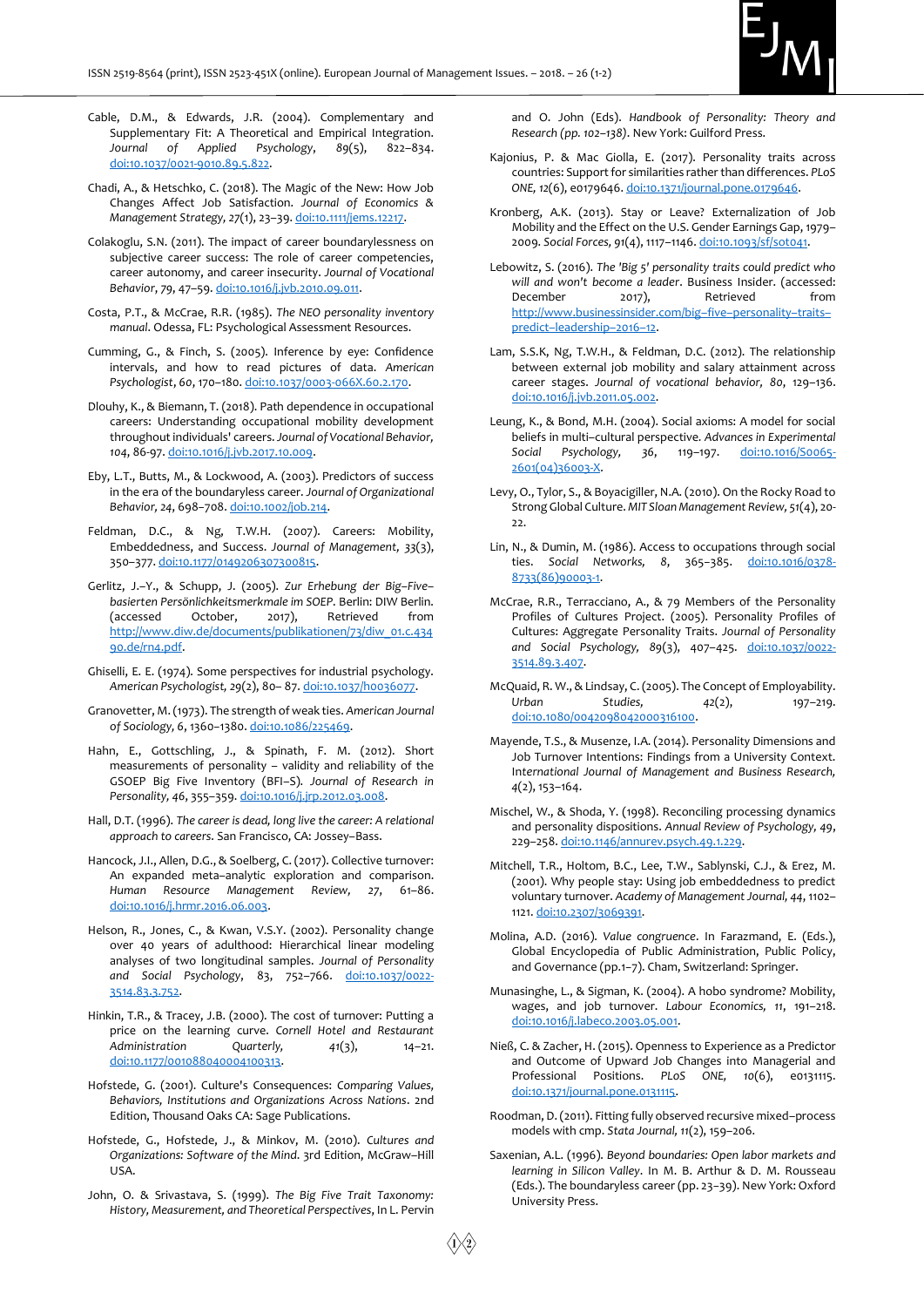Cable, D.M., & Edwards, J.R. (2004). Complementary and Supplementary Fit: A Theoretical and Empirical Integration. *Journal of Applied Psychology*, *89*(5), 822–834. doi:10.1037/0021-9010.89.5.822.

Chadi, A., & Hetschko, C. (2018). The Magic of the New: How Job Changes Affect Job Satisfaction. *Journal of Economics & Management Strategy*, *27*(1), 23–39. doi:10.1111/jems.12217.

Colakoglu, S.N. (2011). The impact of career boundarylessness on subjective career success: The role of career competencies, career autonomy, and career insecurity. *Journal of Vocational Behavior*, *79*, 47–59. doi:10.1016/j.jvb.2010.09.011.

Costa, P.T., & McCrae, R.R. (1985). *The NEO personality inventory manual*. Odessa, FL: Psychological Assessment Resources.

Cumming, G., & Finch, S. (2005). Inference by eye: Confidence intervals, and how to read pictures of data. *American Psychologist*, *60*, 170–180. doi:10.1037/0003-066X.60.2.170.

Dlouhy, K., & Biemann, T. (2018). Path dependence in occupational careers: Understanding occupational mobility development throughout individuals' careers. *Journal of Vocational Behavior*, *104*, 86-97. doi:10.1016/j.jvb.2017.10.009.

Eby, L.T., Butts, M., & Lockwood, A. (2003). Predictors of success in the era of the boundaryless career. *Journal of Organizational Behavior*, *24*, 698–708. doi:10.1002/job.214.

Feldman, D.C., & Ng, T.W.H. (2007). Careers: Mobility, Embeddedness, and Success. *Journal of Management*, *33*(3), 350–377. doi:10.1177/0149206307300815.

Gerlitz, J.–Y., & Schupp, J. (2005). *Zur Erhebung der Big–Five–basierten Persönlichkeitsmerkmale im SOEP*. Berlin: DIW Berlin. (accessed October, 2017), Retrieved from http://www.diw.de/documents/publikationen/73/diw_01.c.43490.de/rn4.pdf.

Ghiselli, E. E. (1974). Some perspectives for industrial psychology. *American Psychologist*, *29*(2), 80– 87. doi:10.1037/h0036077.

Granovetter, M. (1973). The strength of weak ties. *American Journal of Sociology*, 6, 1360–1380. doi:10.1086/225469.

Hahn, E., Gottschling, J., & Spinath, F. M. (2012). Short measurements of personality – validity and reliability of the GSOEP Big Five Inventory (BFI–S). *Journal of Research in Personality*, *46*, 355–359. doi:10.1016/j.jrp.2012.03.008.

Hall, D.T. (1996). *The career is dead, long live the career: A relational approach to careers*. San Francisco, CA: Jossey–Bass.

Hancock, J.I., Allen, D.G., & Soelberg, C. (2017). Collective turnover: An expanded meta–analytic exploration and comparison. *Human Resource Management Review*, *27*, 61–86. doi:10.1016/j.hrmr.2016.06.003.

Helson, R., Jones, C., & Kwan, V.S.Y. (2002). Personality change over 40 years of adulthood: Hierarchical linear modeling analyses of two longitudinal samples. *Journal of Personality and Social Psychology*, 83, 752–766. doi:10.1037/0022-3514.83.3.752.

Hinkin, T.R., & Tracey, J.B. (2000). The cost of turnover: Putting a price on the learning curve. *Cornell Hotel and Restaurant Administration Quarterly*, *41*(3), 14–21. doi:10.1177/001088040004100313.

Hofstede, G. (2001). Culture's Consequences: *Comparing Values, Behaviors, Institutions and Organizations Across Nations*. 2nd Edition, Thousand Oaks CA: Sage Publications.

Hofstede, G., Hofstede, J., & Minkov, M. (2010). *Cultures and Organizations: Software of the Mind*. 3rd Edition, McGraw–Hill USA.

John, O. & Srivastava, S. (1999). *The Big Five Trait Taxonomy: History, Measurement, and Theoretical Perspectives*, In L. Pervin and O. John (Eds). *Handbook of Personality: Theory and Research (pp. 102–138)*. New York: Guilford Press.

Kajonius, P. & Mac Giolla, E. (2017). Personality traits across countries: Support for similarities rather than differences. *PLoS ONE*, *12*(6), e0179646. doi:10.1371/journal.pone.0179646.

Kronberg, A.K. (2013). Stay or Leave? Externalization of Job Mobility and the Effect on the U.S. Gender Earnings Gap, 1979–2009. *Social Forces*, *91*(4), 1117–1146. doi:10.1093/sf/sot041.

Lebowitz, S. (2016). *The 'Big 5' personality traits could predict who will and won't become a leader*. Business Insider. (accessed: December 2017), Retrieved from http://www.businessinsider.com/big–five–personality–traits–predict–leadership–2016–12.

Lam, S.S.K, Ng, T.W.H., & Feldman, D.C. (2012). The relationship between external job mobility and salary attainment across career stages. *Journal of vocational behavior*, *80*, 129–136. doi:10.1016/j.jvb.2011.05.002.

Leung, K., & Bond, M.H. (2004). Social axioms: A model for social beliefs in multi–cultural perspective. *Advances in Experimental Social Psychology*, *36*, 119–197. doi:10.1016/S0065-2601(04)36003-X.

Levy, O., Tylor, S., & Boyacigiller, N.A. (2010). On the Rocky Road to Strong Global Culture. *MIT Sloan Management Review*, *51*(4), 20-22.

Lin, N., & Dumin, M. (1986). Access to occupations through social ties. *Social Networks*, *8*, 365–385. doi:10.1016/0378-8733(86)90003-1.

McCrae, R.R., Terracciano, A., & 79 Members of the Personality Profiles of Cultures Project. (2005). Personality Profiles of Cultures: Aggregate Personality Traits. *Journal of Personality and Social Psychology*, *89*(3), 407–425. doi:10.1037/0022-3514.89.3.407.

McQuaid, R. W., & Lindsay, C. (2005). The Concept of Employability. *Urban Studies*, *42*(2), 197–219. doi:10.1080/0042098042000316100.

Mayende, T.S., & Musenze, I.A. (2014). Personality Dimensions and Job Turnover Intentions: Findings from a University Context. *International Journal of Management and Business Research*, *4*(2), 153–164.

Mischel, W., & Shoda, Y. (1998). Reconciling processing dynamics and personality dispositions. *Annual Review of Psychology*, *49*, 229–258. doi:10.1146/annurev.psych.49.1.229.

Mitchell, T.R., Holtom, B.C., Lee, T.W., Sablynski, C.J., & Erez, M. (2001). Why people stay: Using job embeddedness to predict voluntary turnover. *Academy of Management Journal*, *44*, 1102–1121. doi:10.2307/3069391.

Molina, A.D. (2016). *Value congruence*. In Farazmand, E. (Eds.), Global Encyclopedia of Public Administration, Public Policy, and Governance (pp.1–7). Cham, Switzerland: Springer.

Munasinghe, L., & Sigman, K. (2004). A hobo syndrome? Mobility, wages, and job turnover. *Labour Economics*, *11*, 191–218. doi:10.1016/j.labeco.2003.05.001.

Nieß, C. & Zacher, H. (2015). Openness to Experience as a Predictor and Outcome of Upward Job Changes into Managerial and Professional Positions. *PLoS ONE*, *10*(6), e0131115. doi:10.1371/journal.pone.0131115.

Roodman, D. (2011). Fitting fully observed recursive mixed–process models with cmp. *Stata Journal*, *11*(2), 159–206.

Saxenian, A.L. (1996). *Beyond boundaries: Open labor markets and learning in Silicon Valley*. In M. B. Arthur & D. M. Rousseau (Eds.). The boundaryless career (pp. 23–39). New York: Oxford University Press.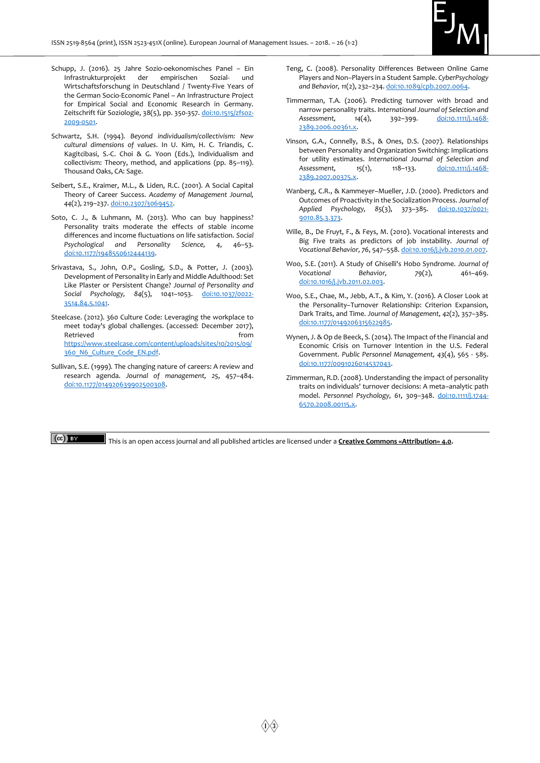Schupp, J. (2016). 25 Jahre Sozio-oekonomisches Panel – Ein Infrastrukturprojekt der empirischen Sozial- und Wirtschaftsforschung in Deutschland / Twenty-Five Years of the German Socio-Economic Panel – An Infrastructure Project for Empirical Social and Economic Research in Germany. Zeitschrift für Soziologie, 38(5), pp. 350-357. doi:10.1515/zfsoz-2009-0501.

Schwartz, S.H. (1994). *Beyond individualism/collectivism: New cultural dimensions of values*. In U. Kim, H. C. Triandis, C. Kagitcibasi, S.-C. Choi & G. Yoon (Eds.), Individualism and collectivism: Theory, method, and applications (pp. 85–119). Thousand Oaks, CA: Sage.

Seibert, S.E., Kraimer, M.L., & Liden, R.C. (2001). A Social Capital Theory of Career Success. *Academy of Management Journal*, *44*(2), 219–237. doi:10.2307/3069452.

Soto, C. J., & Luhmann, M. (2013). Who can buy happiness? Personality traits moderate the effects of stable income differences and income fluctuations on life satisfaction. *Social Psychological and Personality Science*, *4*, 46–53. doi:10.1177/1948550612444139.

Srivastava, S., John, O.P., Gosling, S.D., & Potter, J. (2003). Development of Personality in Early and Middle Adulthood: Set Like Plaster or Persistent Change? *Journal of Personality and Social Psychology*, *84*(5), 1041–1053. doi:10.1037/0022-3514.84.5.1041.

Steelcase. (2012). 360 Culture Code: Leveraging the workplace to meet today's global challenges. (accessed: December 2017), Retrieved from https://www.steelcase.com/content/uploads/sites/10/2015/09/360_N6_Culture_Code_EN.pdf.

Sullivan, S.E. (1999). The changing nature of careers: A review and research agenda. *Journal of management*, *25*, 457–484. doi:10.1177/014920639902500308.

Teng, C. (2008). Personality Differences Between Online Game Players and Non–Players in a Student Sample. *CyberPsychology and Behavior*, *11*(2), 232–234. doi:10.1089/cpb.2007.0064.

Timmerman, T.A. (2006). Predicting turnover with broad and narrow personality traits. *International Journal of Selection and Assessment*, *14*(4), 392–399. doi:10.1111/j.1468-2389.2006.00361.x.

Vinson, G.A., Connelly, B.S., & Ones, D.S. (2007). Relationships between Personality and Organization Switching: Implications for utility estimates. *International Journal of Selection and Assessment*, *15*(1), 118–133. doi:10.1111/j.1468-2389.2007.00375.x.

Wanberg, C.R., & Kammeyer–Mueller, J.D. (2000). Predictors and Outcomes of Proactivity in the Socialization Process. *Journal of Applied Psychology*, *85*(3), 373–385. doi:10.1037/0021-9010.85.3.373.

Wille, B., De Fruyt, F., & Feys, M. (2010). Vocational interests and Big Five traits as predictors of job instability. *Journal of Vocational Behavior*, *76*, 547–558. doi:10.1016/j.jvb.2010.01.007.

Woo, S.E. (2011). A Study of Ghiselli's Hobo Syndrome. *Journal of Vocational Behavior*, *79*(2), 461–469. doi:10.1016/j.jvb.2011.02.003.

Woo, S.E., Chae, M., Jebb, A.T., & Kim, Y. (2016). A Closer Look at the Personality–Turnover Relationship: Criterion Expansion, Dark Traits, and Time. *Journal of Management*, *42*(2), 357–385. doi:10.1177/0149206315622985.

Wynen, J. & Op de Beeck, S. (2014). The Impact of the Financial and Economic Crisis on Turnover Intention in the U.S. Federal Government. *Public Personnel Management*, *43*(4), 565 - 585. doi:10.1177/0091026014537043.

Zimmerman, R.D. (2008). Understanding the impact of personality traits on individuals' turnover decisions: A meta–analytic path model. *Personnel Psychology*, *61*, 309–348. doi:10.1111/j.1744-6570.2008.00115.x.

This is an open access journal and all published articles are licensed under a **Creative Commons «Attribution» 4.0.**